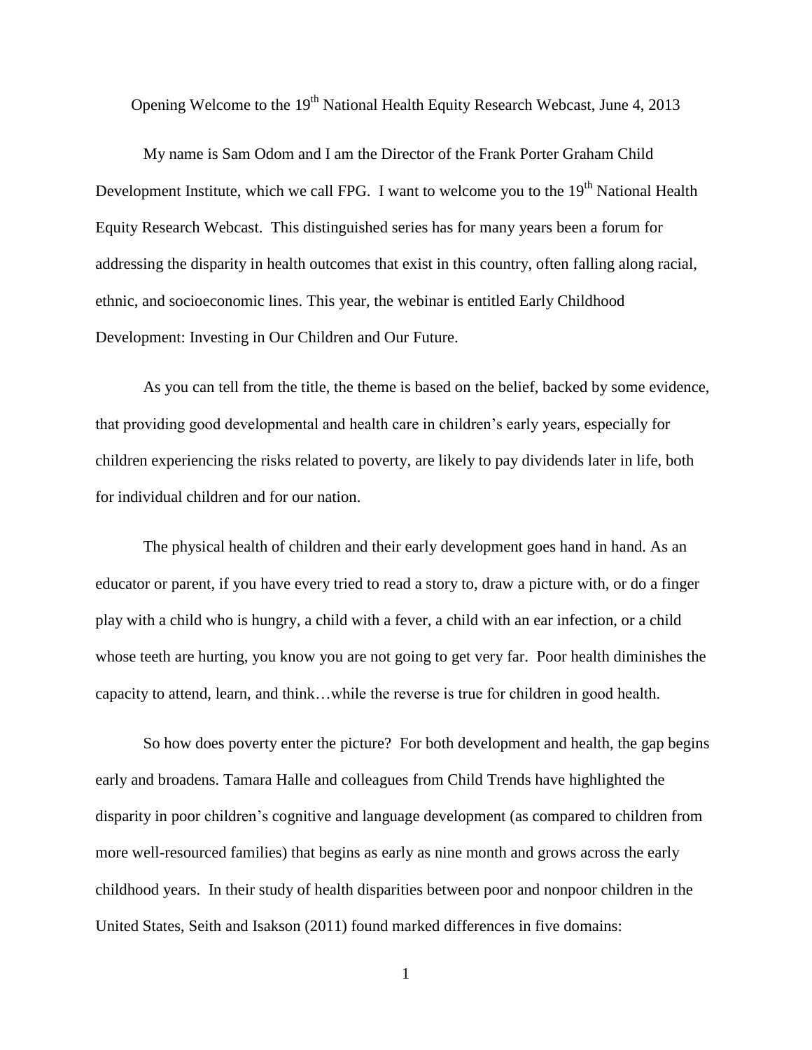Opening Welcome to the 19th National Health Equity Research Webcast, June 4, 2013

My name is Sam Odom and I am the Director of the Frank Porter Graham Child Development Institute, which we call FPG. I want to welcome you to the 19th National Health Equity Research Webcast. This distinguished series has for many years been a forum for addressing the disparity in health outcomes that exist in this country, often falling along racial, ethnic, and socioeconomic lines. This year, the webinar is entitled Early Childhood Development: Investing in Our Children and Our Future.

As you can tell from the title, the theme is based on the belief, backed by some evidence, that providing good developmental and health care in children's early years, especially for children experiencing the risks related to poverty, are likely to pay dividends later in life, both for individual children and for our nation.

The physical health of children and their early development goes hand in hand. As an educator or parent, if you have every tried to read a story to, draw a picture with, or do a finger play with a child who is hungry, a child with a fever, a child with an ear infection, or a child whose teeth are hurting, you know you are not going to get very far. Poor health diminishes the capacity to attend, learn, and think…while the reverse is true for children in good health.

So how does poverty enter the picture? For both development and health, the gap begins early and broadens. Tamara Halle and colleagues from Child Trends have highlighted the disparity in poor children's cognitive and language development (as compared to children from more well-resourced families) that begins as early as nine month and grows across the early childhood years. In their study of health disparities between poor and nonpoor children in the United States, Seith and Isakson (2011) found marked differences in five domains: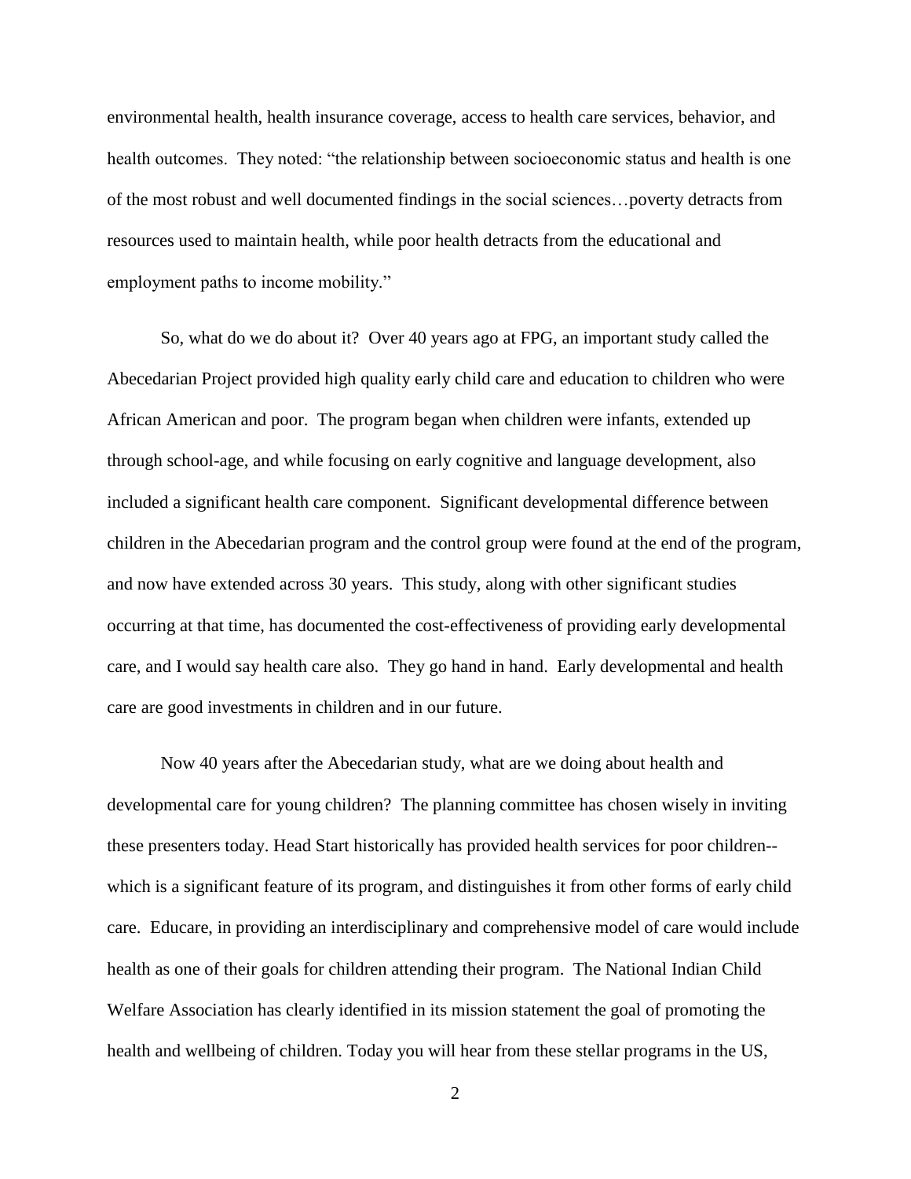environmental health, health insurance coverage, access to health care services, behavior, and health outcomes. They noted: "the relationship between socioeconomic status and health is one of the most robust and well documented findings in the social sciences…poverty detracts from resources used to maintain health, while poor health detracts from the educational and employment paths to income mobility."

So, what do we do about it? Over 40 years ago at FPG, an important study called the Abecedarian Project provided high quality early child care and education to children who were African American and poor. The program began when children were infants, extended up through school-age, and while focusing on early cognitive and language development, also included a significant health care component. Significant developmental difference between children in the Abecedarian program and the control group were found at the end of the program, and now have extended across 30 years. This study, along with other significant studies occurring at that time, has documented the cost-effectiveness of providing early developmental care, and I would say health care also. They go hand in hand. Early developmental and health care are good investments in children and in our future.

Now 40 years after the Abecedarian study, what are we doing about health and developmental care for young children? The planning committee has chosen wisely in inviting these presenters today. Head Start historically has provided health services for poor children--which is a significant feature of its program, and distinguishes it from other forms of early child care. Educare, in providing an interdisciplinary and comprehensive model of care would include health as one of their goals for children attending their program. The National Indian Child Welfare Association has clearly identified in its mission statement the goal of promoting the health and wellbeing of children. Today you will hear from these stellar programs in the US,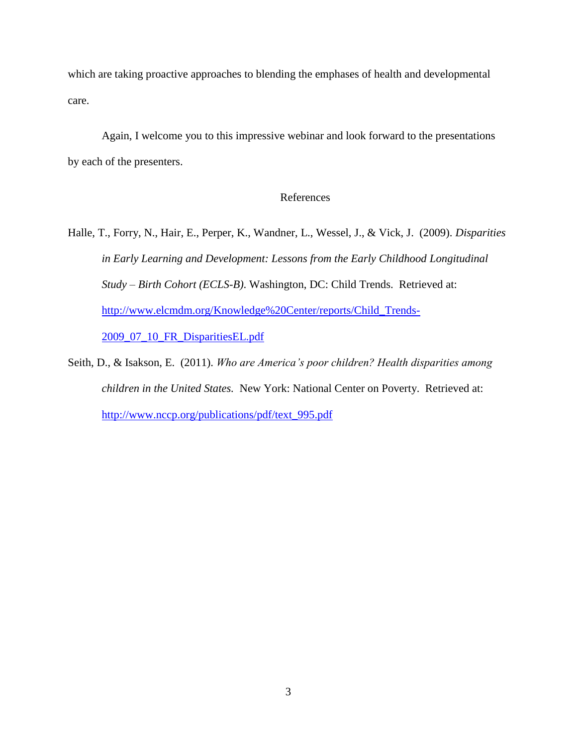which are taking proactive approaches to blending the emphases of health and developmental care.

Again, I welcome you to this impressive webinar and look forward to the presentations by each of the presenters.

## References

Halle, T., Forry, N., Hair, E., Perper, K., Wandner, L., Wessel, J., & Vick, J. (2009). *Disparities in Early Learning and Development: Lessons from the Early Childhood Longitudinal Study – Birth Cohort (ECLS-B).* Washington, DC: Child Trends. Retrieved at: http://www.elcmdm.org/Knowledge%20Center/reports/Child_Trends-2009_07_10_FR_DisparitiesEL.pdf

Seith, D., & Isakson, E. (2011). *Who are America's poor children? Health disparities among children in the United States.* New York: National Center on Poverty. Retrieved at: http://www.nccp.org/publications/pdf/text_995.pdf